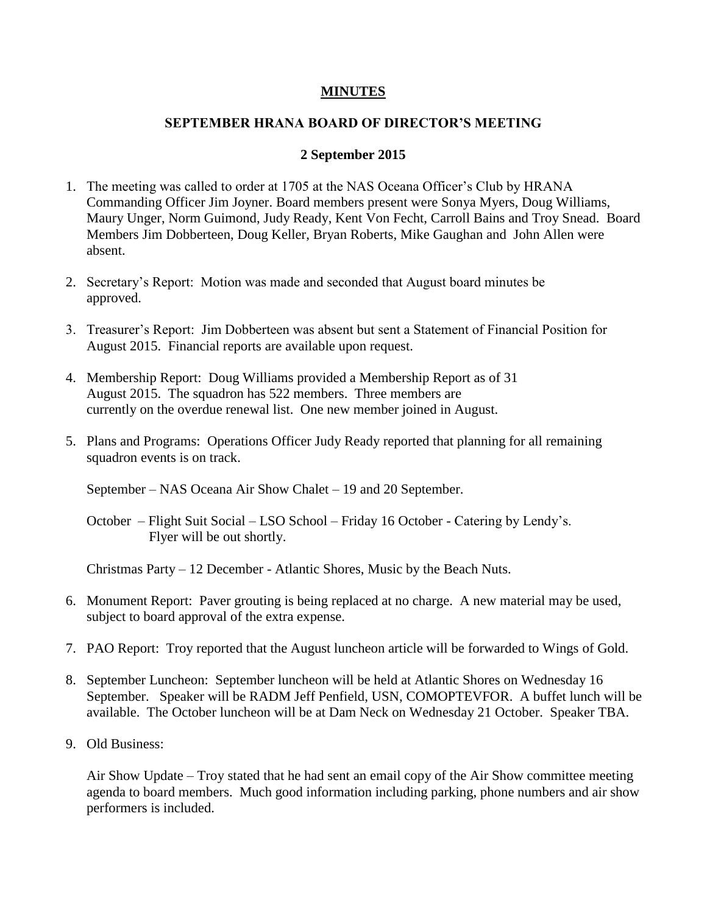**MINUTES**

**SEPTEMBER HRANA BOARD OF DIRECTOR'S MEETING**

**2 September 2015**

1. The meeting was called to order at 1705 at the NAS Oceana Officer's Club by HRANA Commanding Officer Jim Joyner. Board members present were Sonya Myers, Doug Williams, Maury Unger, Norm Guimond, Judy Ready, Kent Von Fecht, Carroll Bains and Troy Snead. Board Members Jim Dobberteen, Doug Keller, Bryan Roberts, Mike Gaughan and John Allen were absent.

2. Secretary's Report: Motion was made and seconded that August board minutes be approved.

3. Treasurer's Report: Jim Dobberteen was absent but sent a Statement of Financial Position for August 2015. Financial reports are available upon request.

4. Membership Report: Doug Williams provided a Membership Report as of 31 August 2015. The squadron has 522 members. Three members are currently on the overdue renewal list. One new member joined in August.

5. Plans and Programs: Operations Officer Judy Ready reported that planning for all remaining squadron events is on track.

   September – NAS Oceana Air Show Chalet – 19 and 20 September.

   October – Flight Suit Social – LSO School – Friday 16 October - Catering by Lendy's. Flyer will be out shortly.

   Christmas Party – 12 December - Atlantic Shores, Music by the Beach Nuts.

6. Monument Report: Paver grouting is being replaced at no charge. A new material may be used, subject to board approval of the extra expense.

7. PAO Report: Troy reported that the August luncheon article will be forwarded to Wings of Gold.

8. September Luncheon: September luncheon will be held at Atlantic Shores on Wednesday 16 September. Speaker will be RADM Jeff Penfield, USN, COMOPTEVFOR. A buffet lunch will be available. The October luncheon will be at Dam Neck on Wednesday 21 October. Speaker TBA.

9. Old Business:

   Air Show Update – Troy stated that he had sent an email copy of the Air Show committee meeting agenda to board members. Much good information including parking, phone numbers and air show performers is included.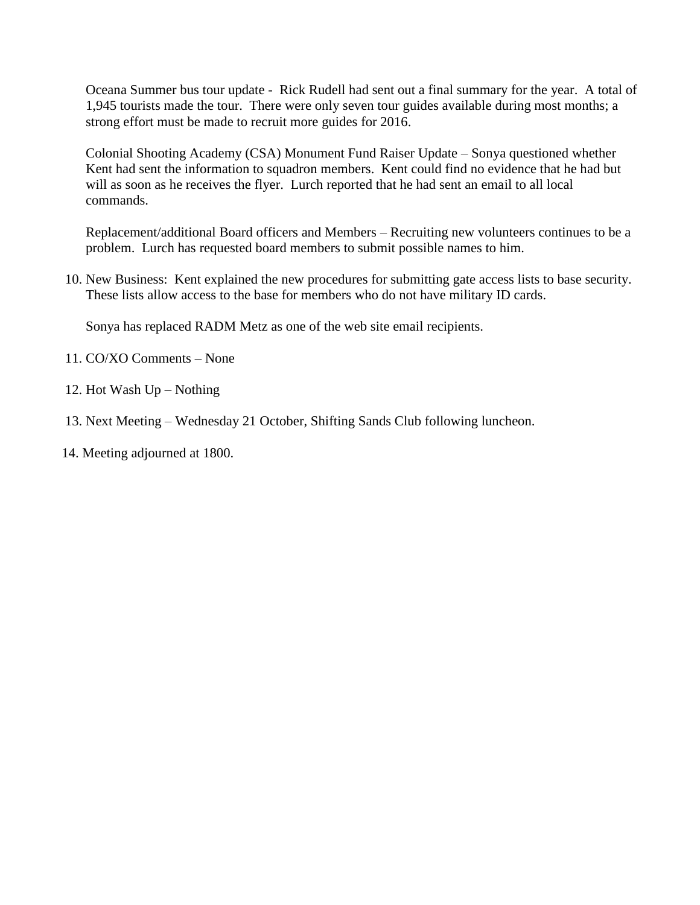Oceana Summer bus tour update - Rick Rudell had sent out a final summary for the year. A total of 1,945 tourists made the tour. There were only seven tour guides available during most months; a strong effort must be made to recruit more guides for 2016.

Colonial Shooting Academy (CSA) Monument Fund Raiser Update – Sonya questioned whether Kent had sent the information to squadron members. Kent could find no evidence that he had but will as soon as he receives the flyer. Lurch reported that he had sent an email to all local commands.

Replacement/additional Board officers and Members – Recruiting new volunteers continues to be a problem. Lurch has requested board members to submit possible names to him.

10. New Business: Kent explained the new procedures for submitting gate access lists to base security. These lists allow access to the base for members who do not have military ID cards.

    Sonya has replaced RADM Metz as one of the web site email recipients.

11. CO/XO Comments – None
12. Hot Wash Up – Nothing
13. Next Meeting – Wednesday 21 October, Shifting Sands Club following luncheon.
14. Meeting adjourned at 1800.